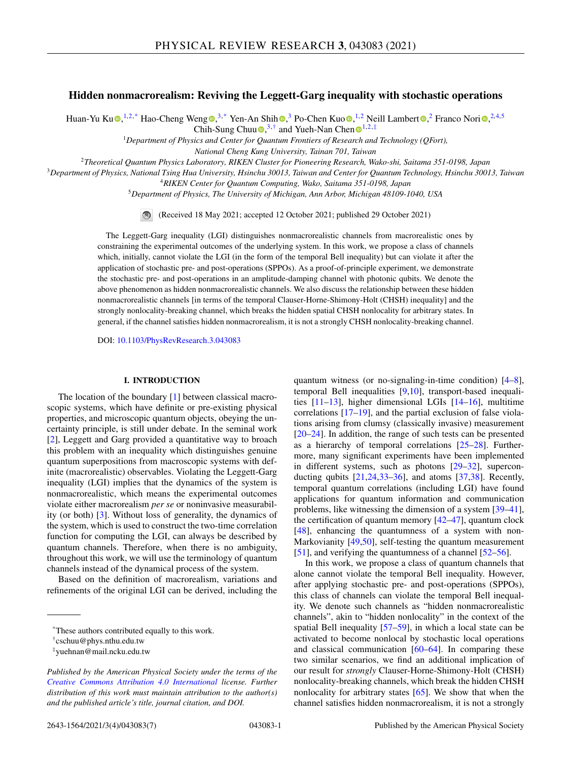# Hidden nonmacrorealism: Reviving the Leggett-Garg inequality with stochastic operations

Huan-Yu Ku,[1,2,*] Hao-Cheng Weng,[3,*] Yen-An Shih,[3] Po-Chen Kuo,[1,2] Neill Lambert,[2] Franco Nori,[2,4,5] Chih-Sung Chuu,[3,†] and Yueh-Nan Chen[1,2,‡]

[1]Department of Physics and Center for Quantum Frontiers of Research and Technology (QFort), National Cheng Kung University, Tainan 701, Taiwan

[2]Theoretical Quantum Physics Laboratory, RIKEN Cluster for Pioneering Research, Wako-shi, Saitama 351-0198, Japan

[3]Department of Physics, National Tsing Hua University, Hsinchu 30013, Taiwan and Center for Quantum Technology, Hsinchu 30013, Taiwan

[4]RIKEN Center for Quantum Computing, Wako, Saitama 351-0198, Japan

[5]Department of Physics, The University of Michigan, Ann Arbor, Michigan 48109-1040, USA

(Received 18 May 2021; accepted 12 October 2021; published 29 October 2021)

The Leggett-Garg inequality (LGI) distinguishes nonmacrorealistic channels from macrorealistic ones by constraining the experimental outcomes of the underlying system. In this work, we propose a class of channels which, initially, cannot violate the LGI (in the form of the temporal Bell inequality) but can violate it after the application of stochastic pre- and post-operations (SPPOs). As a proof-of-principle experiment, we demonstrate the stochastic pre- and post-operations in an amplitude-damping channel with photonic qubits. We denote the above phenomenon as hidden nonmacrorealistic channels. We also discuss the relationship between these hidden nonmacrorealistic channels [in terms of the temporal Clauser-Horne-Shimony-Holt (CHSH) inequality] and the strongly nonlocality-breaking channel, which breaks the hidden spatial CHSH nonlocality for arbitrary states. In general, if the channel satisfies hidden nonmacrorealism, it is not a strongly CHSH nonlocality-breaking channel.

DOI: 10.1103/PhysRevResearch.3.043083

## I. INTRODUCTION

The location of the boundary [1] between classical macroscopic systems, which have definite or pre-existing physical properties, and microscopic quantum objects, obeying the uncertainty principle, is still under debate. In the seminal work [2], Leggett and Garg provided a quantitative way to broach this problem with an inequality which distinguishes genuine quantum superpositions from macroscopic systems with definite (macrorealistic) observables. Violating the Leggett-Garg inequality (LGI) implies that the dynamics of the system is nonmacrorealistic, which means the experimental outcomes violate either macrorealism *per se* or noninvasive measurability (or both) [3]. Without loss of generality, the dynamics of the system, which is used to construct the two-time correlation function for computing the LGI, can always be described by quantum channels. Therefore, when there is no ambiguity, throughout this work, we will use the terminology of quantum channels instead of the dynamical process of the system.

Based on the definition of macrorealism, variations and refinements of the original LGI can be derived, including the quantum witness (or no-signaling-in-time condition) [4–8], temporal Bell inequalities [9,10], transport-based inequalities [11–13], higher dimensional LGIs [14–16], multitime correlations [17–19], and the partial exclusion of false violations arising from clumsy (classically invasive) measurement [20–24]. In addition, the range of such tests can be presented as a hierarchy of temporal correlations [25–28]. Furthermore, many significant experiments have been implemented in different systems, such as photons [29–32], superconducting qubits [21,24,33–36], and atoms [37,38]. Recently, temporal quantum correlations (including LGI) have found applications for quantum information and communication problems, like witnessing the dimension of a system [39–41], the certification of quantum memory [42–47], quantum clock [48], enhancing the quantumness of a system with non-Markovianity [49,50], self-testing the quantum measurement [51], and verifying the quantumness of a channel [52–56].

In this work, we propose a class of quantum channels that alone cannot violate the temporal Bell inequality. However, after applying stochastic pre- and post-operations (SPPOs), this class of channels can violate the temporal Bell inequality. We denote such channels as "hidden nonmacrorealistic channels", akin to "hidden nonlocality" in the context of the spatial Bell inequality [57–59], in which a local state can be activated to become nonlocal by stochastic local operations and classical communication [60–64]. In comparing these two similar scenarios, we find an additional implication of our result for *strongly* Clauser-Horne-Shimony-Holt (CHSH) nonlocality-breaking channels, which break the hidden CHSH nonlocality for arbitrary states [65]. We show that when the channel satisfies hidden nonmacrorealism, it is not a strongly

---

*These authors contributed equally to this work.

†cschuu@phys.nthu.edu.tw

‡yuehnan@mail.ncku.edu.tw

*Published by the American Physical Society under the terms of the Creative Commons Attribution 4.0 International license. Further distribution of this work must maintain attribution to the author(s) and the published article's title, journal citation, and DOI.*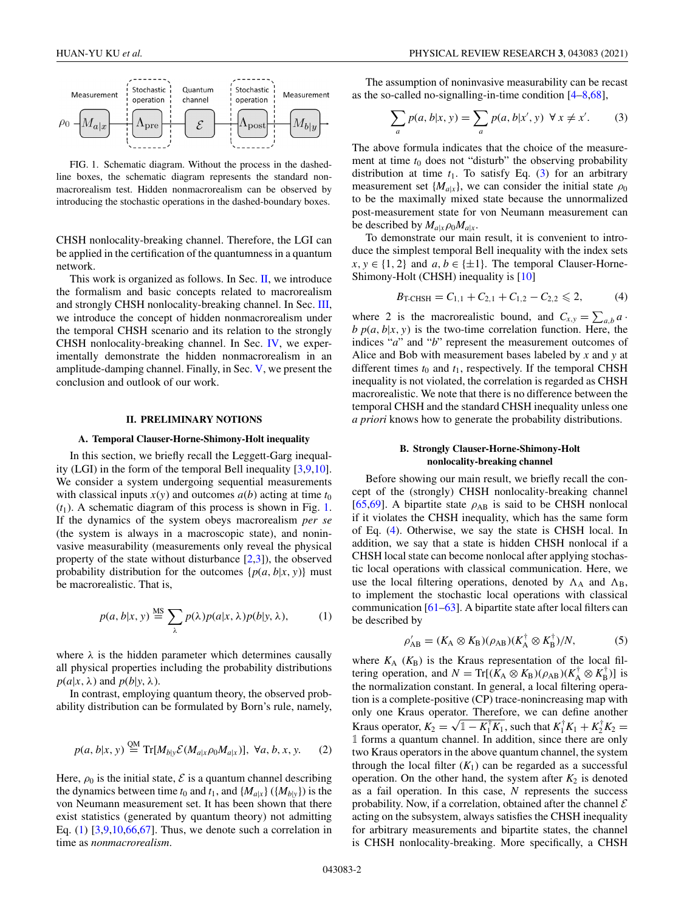FIG. 1. Schematic diagram. Without the process in the dashed-line boxes, the schematic diagram represents the standard nonmacrorealism test. Hidden nonmacrorealism can be observed by introducing the stochastic operations in the dashed-boundary boxes.

CHSH nonlocality-breaking channel. Therefore, the LGI can be applied in the certification of the quantumness in a quantum network.

This work is organized as follows. In Sec. II, we introduce the formalism and basic concepts related to macrorealism and strongly CHSH nonlocality-breaking channel. In Sec. III, we introduce the concept of hidden nonmacrorealism under the temporal CHSH scenario and its relation to the strongly CHSH nonlocality-breaking channel. In Sec. IV, we experimentally demonstrate the hidden nonmacrorealism in an amplitude-damping channel. Finally, in Sec. V, we present the conclusion and outlook of our work.

## II. PRELIMINARY NOTIONS

### A. Temporal Clauser-Horne-Shimony-Holt inequality

In this section, we briefly recall the Leggett-Garg inequality (LGI) in the form of the temporal Bell inequality [3,9,10]. We consider a system undergoing sequential measurements with classical inputs $x(y)$ and outcomes $a(b)$ acting at time $t_0$ ($t_1$). A schematic diagram of this process is shown in Fig. 1. If the dynamics of the system obeys macrorealism *per se* (the system is always in a macroscopic state), and noninvasive measurability (measurements only reveal the physical property of the state without disturbance [2,3]), the observed probability distribution for the outcomes $\{p(a, b|x, y)\}$ must be macrorealistic. That is,

$$p(a, b|x, y) \overset{\text{MS}}{=} \sum_{\lambda} p(\lambda)p(a|x, \lambda)p(b|y, \lambda), \tag{1}$$

where $\lambda$ is the hidden parameter which determines causally all physical properties including the probability distributions $p(a|x, \lambda)$ and $p(b|y, \lambda)$.

In contrast, employing quantum theory, the observed probability distribution can be formulated by Born's rule, namely,

$$p(a, b|x, y) \overset{\text{QM}}{=} \text{Tr}[M_{b|y}\mathcal{E}(M_{a|x}\rho_0 M_{a|x})], \ \forall a, b, x, y. \tag{2}$$

Here, $\rho_0$ is the initial state, $\mathcal{E}$ is a quantum channel describing the dynamics between time $t_0$ and $t_1$, and $\{M_{a|x}\}$ ($\{M_{b|y}\}$) is the von Neumann measurement set. It has been shown that there exist statistics (generated by quantum theory) not admitting Eq. (1) [3,9,10,66,67]. Thus, we denote such a correlation in time as *nonmacrorealism*.

The assumption of noninvasive measurability can be recast as the so-called no-signalling-in-time condition [4–8,68],

$$\sum_{a} p(a, b|x, y) = \sum_{a} p(a, b|x', y) \ \ \forall\, x \neq x'. \tag{3}$$

The above formula indicates that the choice of the measurement at time $t_0$ does not "disturb" the observing probability distribution at time $t_1$. To satisfy Eq. (3) for an arbitrary measurement set $\{M_{a|x}\}$, we can consider the initial state $\rho_0$ to be the maximally mixed state because the unnormalized post-measurement state for von Neumann measurement can be described by $M_{a|x}\rho_0 M_{a|x}$.

To demonstrate our main result, it is convenient to introduce the simplest temporal Bell inequality with the index sets $x, y \in \{1, 2\}$ and $a, b \in \{\pm 1\}$. The temporal Clauser-Horne-Shimony-Holt (CHSH) inequality is [10]

$$B_{\text{T-CHSH}} = C_{1,1} + C_{2,1} + C_{1,2} - C_{2,2} \leqslant 2, \tag{4}$$

where 2 is the macrorealistic bound, and $C_{x,y} = \sum_{a,b} a \cdot b \ p(a, b|x, y)$ is the two-time correlation function. Here, the indices "$a$" and "$b$" represent the measurement outcomes of Alice and Bob with measurement bases labeled by $x$ and $y$ at different times $t_0$ and $t_1$, respectively. If the temporal CHSH inequality is not violated, the correlation is regarded as CHSH macrorealistic. We note that there is no difference between the temporal CHSH and the standard CHSH inequality unless one *a priori* knows how to generate the probability distributions.

### B. Strongly Clauser-Horne-Shimony-Holt nonlocality-breaking channel

Before showing our main result, we briefly recall the concept of the (strongly) CHSH nonlocality-breaking channel [65,69]. A bipartite state $\rho_{\text{AB}}$ is said to be CHSH nonlocal if it violates the CHSH inequality, which has the same form of Eq. (4). Otherwise, we say the state is CHSH local. In addition, we say that a state is hidden CHSH nonlocal if a CHSH local state can become nonlocal after applying stochastic local operations with classical communication. Here, we use the local filtering operations, denoted by $\Lambda_{\text{A}}$ and $\Lambda_{\text{B}}$, to implement the stochastic local operations with classical communication [61–63]. A bipartite state after local filters can be described by

$$\rho'_{\text{AB}} = (K_{\text{A}} \otimes K_{\text{B}})(\rho_{\text{AB}})(K_{\text{A}}^{\dagger} \otimes K_{\text{B}}^{\dagger})/N, \tag{5}$$

where $K_{\text{A}}$ ($K_{\text{B}}$) is the Kraus representation of the local filtering operation, and $N = \text{Tr}[(K_{\text{A}} \otimes K_{\text{B}})(\rho_{\text{AB}})(K_{\text{A}}^{\dagger} \otimes K_{\text{B}}^{\dagger})]$ is the normalization constant. In general, a local filtering operation is a complete-positive (CP) trace-nonincreasing map with only one Kraus operator. Therefore, we can define another Kraus operator, $K_2 = \sqrt{\mathbb{1} - K_1^{\dagger}K_1}$, such that $K_1^{\dagger}K_1 + K_2^{\dagger}K_2 = \mathbb{1}$ forms a quantum channel. In addition, since there are only two Kraus operators in the above quantum channel, the system through the local filter ($K_1$) can be regarded as a successful operation. On the other hand, the system after $K_2$ is denoted as a fail operation. In this case, $N$ represents the success probability. Now, if a correlation, obtained after the channel $\mathcal{E}$ acting on the subsystem, always satisfies the CHSH inequality for arbitrary measurements and bipartite states, the channel is CHSH nonlocality-breaking. More specifically, a CHSH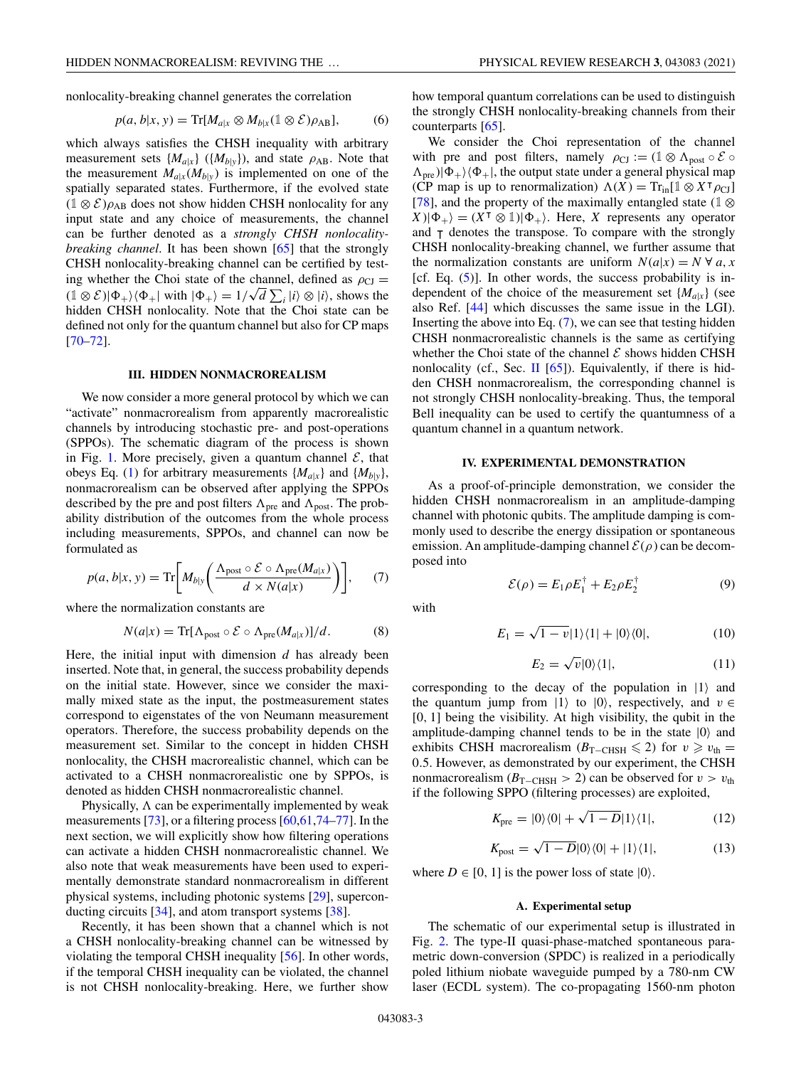nonlocality-breaking channel generates the correlation

$$p(a, b|x, y) = \mathrm{Tr}[M_{a|x} \otimes M_{b|x}(\mathbb{1} \otimes \mathcal{E})\rho_{AB}], \tag{6}$$

which always satisfies the CHSH inequality with arbitrary measurement sets $\{M_{a|x}\}$ ($\{M_{b|y}\}$), and state $\rho_{AB}$. Note that the measurement $M_{a|x}(M_{b|y})$ is implemented on one of the spatially separated states. Furthermore, if the evolved state $(\mathbb{1} \otimes \mathcal{E})\rho_{AB}$ does not show hidden CHSH nonlocality for any input state and any choice of measurements, the channel can be further denoted as a *strongly CHSH nonlocality-breaking channel*. It has been shown [65] that the strongly CHSH nonlocality-breaking channel can be certified by testing whether the Choi state of the channel, defined as $\rho_{CJ} = (\mathbb{1} \otimes \mathcal{E})|\Phi_+\rangle\langle\Phi_+|$ with $|\Phi_+\rangle = 1/\sqrt{d}\sum_i |i\rangle \otimes |i\rangle$, shows the hidden CHSH nonlocality. Note that the Choi state can be defined not only for the quantum channel but also for CP maps [70–72].

### III. HIDDEN NONMACROREALISM

We now consider a more general protocol by which we can "activate" nonmacrorealism from apparently macrorealistic channels by introducing stochastic pre- and post-operations (SPPOs). The schematic diagram of the process is shown in Fig. 1. More precisely, given a quantum channel $\mathcal{E}$, that obeys Eq. (1) for arbitrary measurements $\{M_{a|x}\}$ and $\{M_{b|y}\}$, nonmacrorealism can be observed after applying the SPPOs described by the pre and post filters $\Lambda_{\text{pre}}$ and $\Lambda_{\text{post}}$. The probability distribution of the outcomes from the whole process including measurements, SPPOs, and channel can now be formulated as

$$p(a, b|x, y) = \mathrm{Tr}\left[M_{b|y}\left(\frac{\Lambda_{\text{post}} \circ \mathcal{E} \circ \Lambda_{\text{pre}}(M_{a|x})}{d \times N(a|x)}\right)\right], \tag{7}$$

where the normalization constants are

$$N(a|x) = \mathrm{Tr}[\Lambda_{\text{post}} \circ \mathcal{E} \circ \Lambda_{\text{pre}}(M_{a|x})]/d. \tag{8}$$

Here, the initial input with dimension $d$ has already been inserted. Note that, in general, the success probability depends on the initial state. However, since we consider the maximally mixed state as the input, the postmeasurement states correspond to eigenstates of the von Neumann measurement operators. Therefore, the success probability depends on the measurement set. Similar to the concept in hidden CHSH nonlocality, the CHSH macrorealistic channel, which can be activated to a CHSH nonmacrorealistic one by SPPOs, is denoted as hidden CHSH nonmacrorealistic channel.

Physically, $\Lambda$ can be experimentally implemented by weak measurements [73], or a filtering process [60,61,74–77]. In the next section, we will explicitly show how filtering operations can activate a hidden CHSH nonmacrorealistic channel. We also note that weak measurements have been used to experimentally demonstrate standard nonmacrorealism in different physical systems, including photonic systems [29], superconducting circuits [34], and atom transport systems [38].

Recently, it has been shown that a channel which is not a CHSH nonlocality-breaking channel can be witnessed by violating the temporal CHSH inequality [56]. In other words, if the temporal CHSH inequality can be violated, the channel is not CHSH nonlocality-breaking. Here, we further show how temporal quantum correlations can be used to distinguish the strongly CHSH nonlocality-breaking channels from their counterparts [65].

We consider the Choi representation of the channel with pre and post filters, namely $\rho_{CJ} := (\mathbb{1} \otimes \Lambda_{\text{post}} \circ \mathcal{E} \circ \Lambda_{\text{pre}})|\Phi_+\rangle\langle\Phi_+|$, the output state under a general physical map (CP map is up to renormalization) $\Lambda(X) = \mathrm{Tr}_{\text{in}}[\mathbb{1} \otimes X^{\intercal}\rho_{CJ}]$ [78], and the property of the maximally entangled state $(\mathbb{1} \otimes X)|\Phi_+\rangle = (X^{\intercal} \otimes \mathbb{1})|\Phi_+\rangle$. Here, $X$ represents any operator and $\intercal$ denotes the transpose. To compare with the strongly CHSH nonlocality-breaking channel, we further assume that the normalization constants are uniform $N(a|x) = N \; \forall \; a, x$ [cf. Eq. (5)]. In other words, the success probability is independent of the choice of the measurement set $\{M_{a|x}\}$ (see also Ref. [44] which discusses the same issue in the LGI). Inserting the above into Eq. (7), we can see that testing hidden CHSH nonmacrorealistic channels is the same as certifying whether the Choi state of the channel $\mathcal{E}$ shows hidden CHSH nonlocality (cf., Sec. II [65]). Equivalently, if there is hidden CHSH nonmacrorealism, the corresponding channel is not strongly CHSH nonlocality-breaking. Thus, the temporal Bell inequality can be used to certify the quantumness of a quantum channel in a quantum network.

### IV. EXPERIMENTAL DEMONSTRATION

As a proof-of-principle demonstration, we consider the hidden CHSH nonmacrorealism in an amplitude-damping channel with photonic qubits. The amplitude damping is commonly used to describe the energy dissipation or spontaneous emission. An amplitude-damping channel $\mathcal{E}(\rho)$ can be decomposed into

$$\mathcal{E}(\rho) = E_1\rho E_1^{\dagger} + E_2\rho E_2^{\dagger} \tag{9}$$

with

$$E_1 = \sqrt{1-v}|1\rangle\langle 1| + |0\rangle\langle 0|, \tag{10}$$

$$E_2 = \sqrt{v}|0\rangle\langle 1|, \tag{11}$$

corresponding to the decay of the population in $|1\rangle$ and the quantum jump from $|1\rangle$ to $|0\rangle$, respectively, and $v \in [0, 1]$ being the visibility. At high visibility, the qubit in the amplitude-damping channel tends to be in the state $|0\rangle$ and exhibits CHSH macrorealism ($B_{\text{T-CHSH}} \leqslant 2$) for $v \geqslant v_{\text{th}} = 0.5$. However, as demonstrated by our experiment, the CHSH nonmacrorealism ($B_{\text{T-CHSH}} > 2$) can be observed for $v > v_{\text{th}}$ if the following SPPO (filtering processes) are exploited,

$$K_{\text{pre}} = |0\rangle\langle 0| + \sqrt{1-D}|1\rangle\langle 1|, \tag{12}$$

$$K_{\text{post}} = \sqrt{1-D}|0\rangle\langle 0| + |1\rangle\langle 1|, \tag{13}$$

where $D \in [0, 1]$ is the power loss of state $|0\rangle$.

#### A. Experimental setup

The schematic of our experimental setup is illustrated in Fig. 2. The type-II quasi-phase-matched spontaneous parametric down-conversion (SPDC) is realized in a periodically poled lithium niobate waveguide pumped by a 780-nm CW laser (ECDL system). The co-propagating 1560-nm photon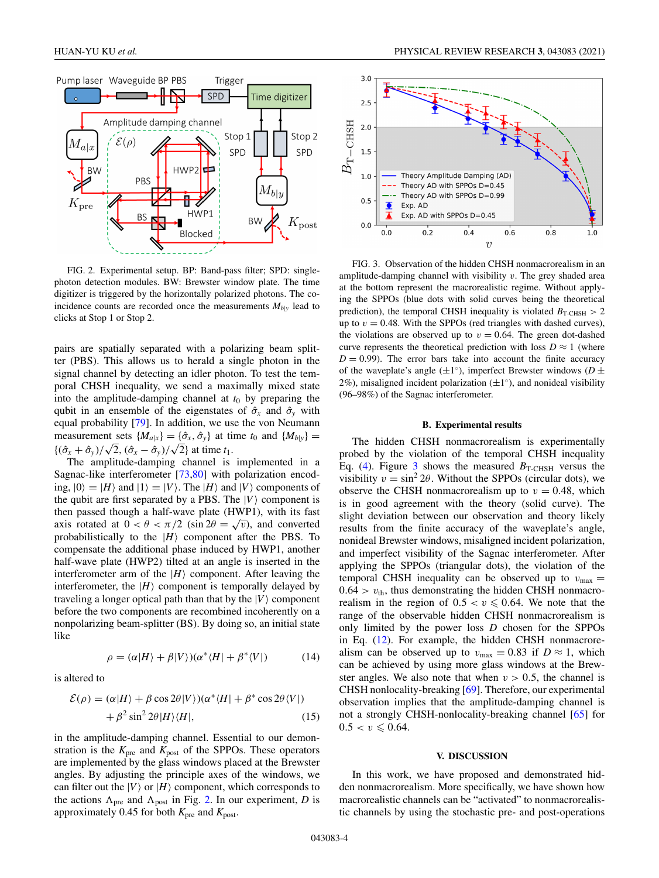FIG. 2. Experimental setup. BP: Band-pass filter; SPD: single-photon detection modules. BW: Brewster window plate. The time digitizer is triggered by the horizontally polarized photons. The coincidence counts are recorded once the measurements $M_{b|y}$ lead to clicks at Stop 1 or Stop 2.

FIG. 3. Observation of the hidden CHSH nonmacrorealism in an amplitude-damping channel with visibility $v$. The grey shaded area at the bottom represent the macrorealistic regime. Without applying the SPPOs (blue dots with solid curves being the theoretical prediction), the temporal CHSH inequality is violated $B_{\text{T-CHSH}} > 2$ up to $v = 0.48$. With the SPPOs (red triangles with dashed curves), the violations are observed up to $v = 0.64$. The green dot-dashed curve represents the theoretical prediction with loss $D \approx 1$ (where $D = 0.99$). The error bars take into account the finite accuracy of the waveplate's angle ($\pm 1^\circ$), imperfect Brewster windows ($D \pm 2\%$), misaligned incident polarization ($\pm 1^\circ$), and nonideal visibility (96–98%) of the Sagnac interferometer.

pairs are spatially separated with a polarizing beam splitter (PBS). This allows us to herald a single photon in the signal channel by detecting an idler photon. To test the temporal CHSH inequality, we send a maximally mixed state into the amplitude-damping channel at $t_0$ by preparing the qubit in an ensemble of the eigenstates of $\hat{\sigma}_x$ and $\hat{\sigma}_y$ with equal probability [79]. In addition, we use the von Neumann measurement sets $\{M_{a|x}\} = \{\hat{\sigma}_x, \hat{\sigma}_y\}$ at time $t_0$ and $\{M_{b|y}\} = \{(\hat{\sigma}_x + \hat{\sigma}_y)/\sqrt{2}, (\hat{\sigma}_x - \hat{\sigma}_y)/\sqrt{2}\}$ at time $t_1$.

The amplitude-damping channel is implemented in a Sagnac-like interferometer [73,80] with polarization encoding, $|0\rangle = |H\rangle$ and $|1\rangle = |V\rangle$. The $|H\rangle$ and $|V\rangle$ components of the qubit are first separated by a PBS. The $|V\rangle$ component is then passed through a half-wave plate (HWP1), with its fast axis rotated at $0 < \theta < \pi/2$ ($\sin 2\theta = \sqrt{v}$), and converted probabilistically to the $|H\rangle$ component after the PBS. To compensate the additional phase induced by HWP1, another half-wave plate (HWP2) tilted at an angle is inserted in the interferometer arm of the $|H\rangle$ component. After leaving the interferometer, the $|H\rangle$ component is temporally delayed by traveling a longer optical path than that by the $|V\rangle$ component before the two components are recombined incoherently on a nonpolarizing beam-splitter (BS). By doing so, an initial state like

$$\rho = (\alpha|H\rangle + \beta|V\rangle)(\alpha^*\langle H| + \beta^*\langle V|) \tag{14}$$

is altered to

$$\mathcal{E}(\rho) = (\alpha|H\rangle + \beta\cos 2\theta|V\rangle)(\alpha^*\langle H| + \beta^*\cos 2\theta\langle V|) + \beta^2\sin^2 2\theta|H\rangle\langle H|, \tag{15}$$

in the amplitude-damping channel. Essential to our demonstration is the $K_{\text{pre}}$ and $K_{\text{post}}$ of the SPPOs. These operators are implemented by the glass windows placed at the Brewster angles. By adjusting the principle axes of the windows, we can filter out the $|V\rangle$ or $|H\rangle$ component, which corresponds to the actions $\Lambda_{\text{pre}}$ and $\Lambda_{\text{post}}$ in Fig. 2. In our experiment, $D$ is approximately 0.45 for both $K_{\text{pre}}$ and $K_{\text{post}}$.

### B. Experimental results

The hidden CHSH nonmacrorealism is experimentally probed by the violation of the temporal CHSH inequality Eq. (4). Figure 3 shows the measured $B_{\text{T-CHSH}}$ versus the visibility $v = \sin^2 2\theta$. Without the SPPOs (circular dots), we observe the CHSH nonmacrorealism up to $v = 0.48$, which is in good agreement with the theory (solid curve). The slight deviation between our observation and theory likely results from the finite accuracy of the waveplate's angle, nonideal Brewster windows, misaligned incident polarization, and imperfect visibility of the Sagnac interferometer. After applying the SPPOs (triangular dots), the violation of the temporal CHSH inequality can be observed up to $v_{\max} = 0.64 > v_{\text{th}}$, thus demonstrating the hidden CHSH nonmacrorealism in the region of $0.5 < v \leqslant 0.64$. We note that the range of the observable hidden CHSH nonmacrorealism is only limited by the power loss $D$ chosen for the SPPOs in Eq. (12). For example, the hidden CHSH nonmacrorealism can be observed up to $v_{\max} = 0.83$ if $D \approx 1$, which can be achieved by using more glass windows at the Brewster angles. We also note that when $v > 0.5$, the channel is CHSH nonlocality-breaking [69]. Therefore, our experimental observation implies that the amplitude-damping channel is not a strongly CHSH-nonlocality-breaking channel [65] for $0.5 < v \leqslant 0.64$.

## V. DISCUSSION

In this work, we have proposed and demonstrated hidden nonmacrorealism. More specifically, we have shown how macrorealistic channels can be "activated" to nonmacrorealistic channels by using the stochastic pre- and post-operations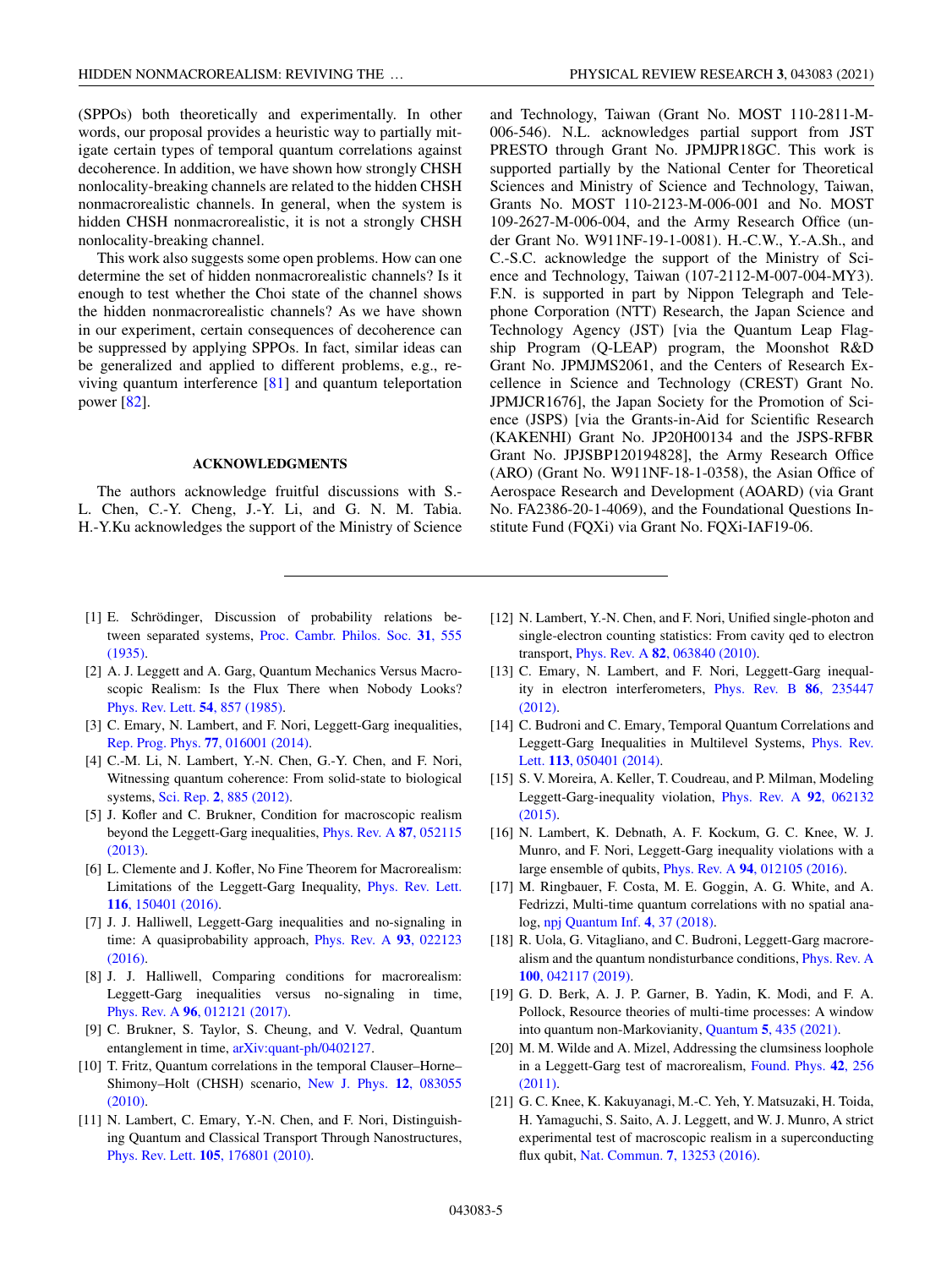(SPPOs) both theoretically and experimentally. In other words, our proposal provides a heuristic way to partially mitigate certain types of temporal quantum correlations against decoherence. In addition, we have shown how strongly CHSH nonlocality-breaking channels are related to the hidden CHSH nonmacrorealistic channels. In general, when the system is hidden CHSH nonmacrorealistic, it is not a strongly CHSH nonlocality-breaking channel.

This work also suggests some open problems. How can one determine the set of hidden nonmacrorealistic channels? Is it enough to test whether the Choi state of the channel shows the hidden nonmacrorealistic channels? As we have shown in our experiment, certain consequences of decoherence can be suppressed by applying SPPOs. In fact, similar ideas can be generalized and applied to different problems, e.g., reviving quantum interference [81] and quantum teleportation power [82].

## ACKNOWLEDGMENTS

The authors acknowledge fruitful discussions with S.-L. Chen, C.-Y. Cheng, J.-Y. Li, and G. N. M. Tabia. H.-Y.Ku acknowledges the support of the Ministry of Science and Technology, Taiwan (Grant No. MOST 110-2811-M-006-546). N.L. acknowledges partial support from JST PRESTO through Grant No. JPMJPR18GC. This work is supported partially by the National Center for Theoretical Sciences and Ministry of Science and Technology, Taiwan, Grants No. MOST 110-2123-M-006-001 and No. MOST 109-2627-M-006-004, and the Army Research Office (under Grant No. W911NF-19-1-0081). H.-C.W., Y.-A.Sh., and C.-S.C. acknowledge the support of the Ministry of Science and Technology, Taiwan (107-2112-M-007-004-MY3). F.N. is supported in part by Nippon Telegraph and Telephone Corporation (NTT) Research, the Japan Science and Technology Agency (JST) [via the Quantum Leap Flagship Program (Q-LEAP) program, the Moonshot R&D Grant No. JPMJMS2061, and the Centers of Research Excellence in Science and Technology (CREST) Grant No. JPMJCR1676], the Japan Society for the Promotion of Science (JSPS) [via the Grants-in-Aid for Scientific Research (KAKENHI) Grant No. JP20H00134 and the JSPS-RFBR Grant No. JPJSBP120194828], the Army Research Office (ARO) (Grant No. W911NF-18-1-0358), the Asian Office of Aerospace Research and Development (AOARD) (via Grant No. FA2386-20-1-4069), and the Foundational Questions Institute Fund (FQXi) via Grant No. FQXi-IAF19-06.

---

[1] E. Schrödinger, Discussion of probability relations between separated systems, Proc. Cambr. Philos. Soc. **31**, 555 (1935).

[2] A. J. Leggett and A. Garg, Quantum Mechanics Versus Macroscopic Realism: Is the Flux There when Nobody Looks? Phys. Rev. Lett. **54**, 857 (1985).

[3] C. Emary, N. Lambert, and F. Nori, Leggett-Garg inequalities, Rep. Prog. Phys. **77**, 016001 (2014).

[4] C.-M. Li, N. Lambert, Y.-N. Chen, G.-Y. Chen, and F. Nori, Witnessing quantum coherence: From solid-state to biological systems, Sci. Rep. **2**, 885 (2012).

[5] J. Kofler and C. Brukner, Condition for macroscopic realism beyond the Leggett-Garg inequalities, Phys. Rev. A **87**, 052115 (2013).

[6] L. Clemente and J. Kofler, No Fine Theorem for Macrorealism: Limitations of the Leggett-Garg Inequality, Phys. Rev. Lett. **116**, 150401 (2016).

[7] J. J. Halliwell, Leggett-Garg inequalities and no-signaling in time: A quasiprobability approach, Phys. Rev. A **93**, 022123 (2016).

[8] J. J. Halliwell, Comparing conditions for macrorealism: Leggett-Garg inequalities versus no-signaling in time, Phys. Rev. A **96**, 012121 (2017).

[9] C. Brukner, S. Taylor, S. Cheung, and V. Vedral, Quantum entanglement in time, arXiv:quant-ph/0402127.

[10] T. Fritz, Quantum correlations in the temporal Clauser–Horne–Shimony–Holt (CHSH) scenario, New J. Phys. **12**, 083055 (2010).

[11] N. Lambert, C. Emary, Y.-N. Chen, and F. Nori, Distinguishing Quantum and Classical Transport Through Nanostructures, Phys. Rev. Lett. **105**, 176801 (2010).

[12] N. Lambert, Y.-N. Chen, and F. Nori, Unified single-photon and single-electron counting statistics: From cavity qed to electron transport, Phys. Rev. A **82**, 063840 (2010).

[13] C. Emary, N. Lambert, and F. Nori, Leggett-Garg inequality in electron interferometers, Phys. Rev. B **86**, 235447 (2012).

[14] C. Budroni and C. Emary, Temporal Quantum Correlations and Leggett-Garg Inequalities in Multilevel Systems, Phys. Rev. Lett. **113**, 050401 (2014).

[15] S. V. Moreira, A. Keller, T. Coudreau, and P. Milman, Modeling Leggett-Garg-inequality violation, Phys. Rev. A **92**, 062132 (2015).

[16] N. Lambert, K. Debnath, A. F. Kockum, G. C. Knee, W. J. Munro, and F. Nori, Leggett-Garg inequality violations with a large ensemble of qubits, Phys. Rev. A **94**, 012105 (2016).

[17] M. Ringbauer, F. Costa, M. E. Goggin, A. G. White, and A. Fedrizzi, Multi-time quantum correlations with no spatial analog, npj Quantum Inf. **4**, 37 (2018).

[18] R. Uola, G. Vitagliano, and C. Budroni, Leggett-Garg macrorealism and the quantum nondisturbance conditions, Phys. Rev. A **100**, 042117 (2019).

[19] G. D. Berk, A. J. P. Garner, B. Yadin, K. Modi, and F. A. Pollock, Resource theories of multi-time processes: A window into quantum non-Markovianity, Quantum **5**, 435 (2021).

[20] M. M. Wilde and A. Mizel, Addressing the clumsiness loophole in a Leggett-Garg test of macrorealism, Found. Phys. **42**, 256 (2011).

[21] G. C. Knee, K. Kakuyanagi, M.-C. Yeh, Y. Matsuzaki, H. Toida, H. Yamaguchi, S. Saito, A. J. Leggett, and W. J. Munro, A strict experimental test of macroscopic realism in a superconducting flux qubit, Nat. Commun. **7**, 13253 (2016).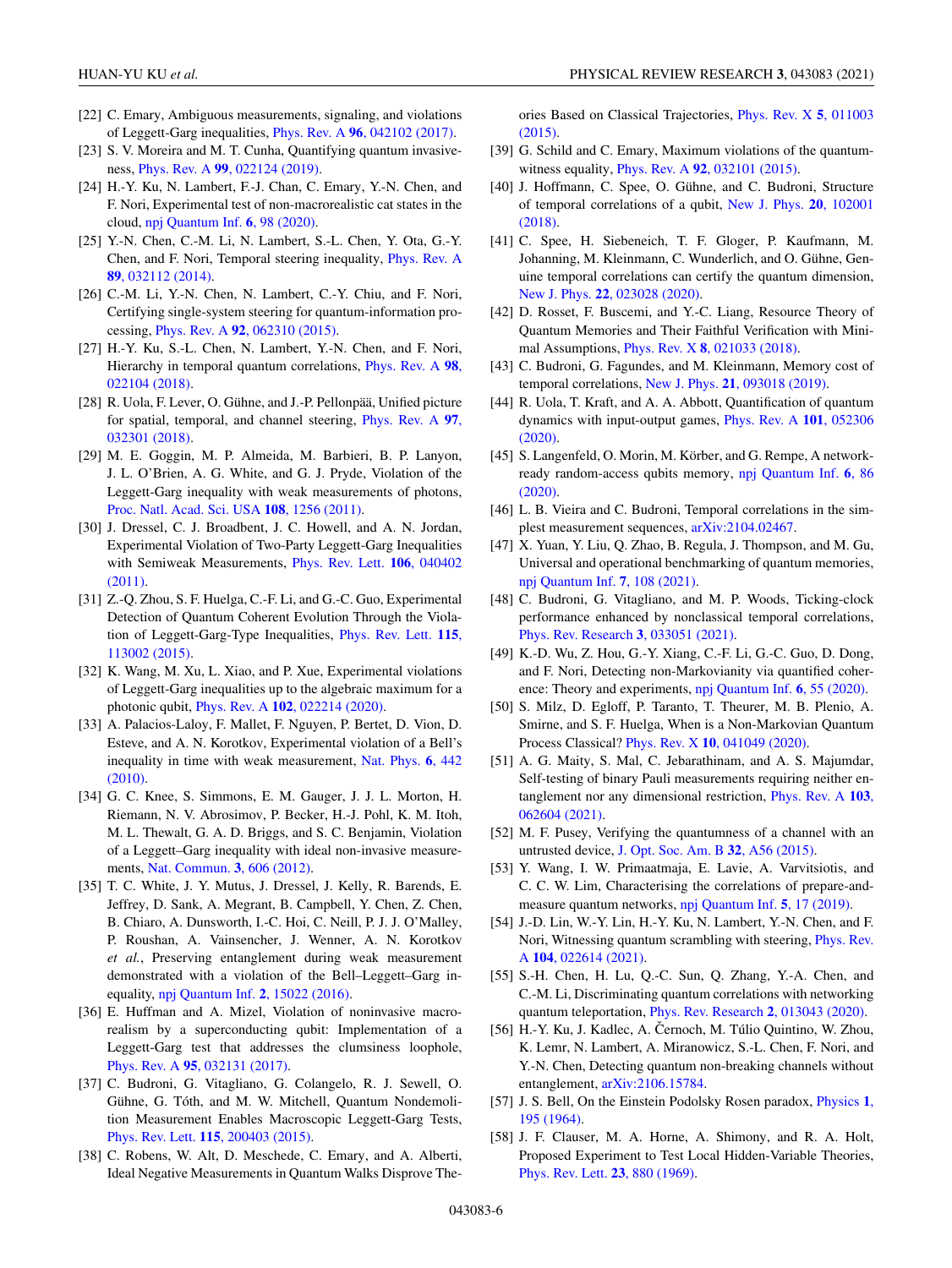[22] C. Emary, Ambiguous measurements, signaling, and violations of Leggett-Garg inequalities, Phys. Rev. A **96**, 042102 (2017).

[23] S. V. Moreira and M. T. Cunha, Quantifying quantum invasiveness, Phys. Rev. A **99**, 022124 (2019).

[24] H.-Y. Ku, N. Lambert, F.-J. Chan, C. Emary, Y.-N. Chen, and F. Nori, Experimental test of non-macrorealistic cat states in the cloud, npj Quantum Inf. **6**, 98 (2020).

[25] Y.-N. Chen, C.-M. Li, N. Lambert, S.-L. Chen, Y. Ota, G.-Y. Chen, and F. Nori, Temporal steering inequality, Phys. Rev. A **89**, 032112 (2014).

[26] C.-M. Li, Y.-N. Chen, N. Lambert, C.-Y. Chiu, and F. Nori, Certifying single-system steering for quantum-information processing, Phys. Rev. A **92**, 062310 (2015).

[27] H.-Y. Ku, S.-L. Chen, N. Lambert, Y.-N. Chen, and F. Nori, Hierarchy in temporal quantum correlations, Phys. Rev. A **98**, 022104 (2018).

[28] R. Uola, F. Lever, O. Gühne, and J.-P. Pellonpää, Unified picture for spatial, temporal, and channel steering, Phys. Rev. A **97**, 032301 (2018).

[29] M. E. Goggin, M. P. Almeida, M. Barbieri, B. P. Lanyon, J. L. O'Brien, A. G. White, and G. J. Pryde, Violation of the Leggett-Garg inequality with weak measurements of photons, Proc. Natl. Acad. Sci. USA **108**, 1256 (2011).

[30] J. Dressel, C. J. Broadbent, J. C. Howell, and A. N. Jordan, Experimental Violation of Two-Party Leggett-Garg Inequalities with Semiweak Measurements, Phys. Rev. Lett. **106**, 040402 (2011).

[31] Z.-Q. Zhou, S. F. Huelga, C.-F. Li, and G.-C. Guo, Experimental Detection of Quantum Coherent Evolution Through the Violation of Leggett-Garg-Type Inequalities, Phys. Rev. Lett. **115**, 113002 (2015).

[32] K. Wang, M. Xu, L. Xiao, and P. Xue, Experimental violations of Leggett-Garg inequalities up to the algebraic maximum for a photonic qubit, Phys. Rev. A **102**, 022214 (2020).

[33] A. Palacios-Laloy, F. Mallet, F. Nguyen, P. Bertet, D. Vion, D. Esteve, and A. N. Korotkov, Experimental violation of a Bell's inequality in time with weak measurement, Nat. Phys. **6**, 442 (2010).

[34] G. C. Knee, S. Simmons, E. M. Gauger, J. J. L. Morton, H. Riemann, N. V. Abrosimov, P. Becker, H.-J. Pohl, K. M. Itoh, M. L. Thewalt, G. A. D. Briggs, and S. C. Benjamin, Violation of a Leggett–Garg inequality with ideal non-invasive measurements, Nat. Commun. **3**, 606 (2012).

[35] T. C. White, J. Y. Mutus, J. Dressel, J. Kelly, R. Barends, E. Jeffrey, D. Sank, A. Megrant, B. Campbell, Y. Chen, Z. Chen, B. Chiaro, A. Dunsworth, I.-C. Hoi, C. Neill, P. J. J. O'Malley, P. Roushan, A. Vainsencher, J. Wenner, A. N. Korotkov *et al.*, Preserving entanglement during weak measurement demonstrated with a violation of the Bell–Leggett–Garg inequality, npj Quantum Inf. **2**, 15022 (2016).

[36] E. Huffman and A. Mizel, Violation of noninvasive macrorealism by a superconducting qubit: Implementation of a Leggett-Garg test that addresses the clumsiness loophole, Phys. Rev. A **95**, 032131 (2017).

[37] C. Budroni, G. Vitagliano, G. Colangelo, R. J. Sewell, O. Gühne, G. Tóth, and M. W. Mitchell, Quantum Nondemolition Measurement Enables Macroscopic Leggett-Garg Tests, Phys. Rev. Lett. **115**, 200403 (2015).

[38] C. Robens, W. Alt, D. Meschede, C. Emary, and A. Alberti, Ideal Negative Measurements in Quantum Walks Disprove Theories Based on Classical Trajectories, Phys. Rev. X **5**, 011003 (2015).

[39] G. Schild and C. Emary, Maximum violations of the quantum-witness equality, Phys. Rev. A **92**, 032101 (2015).

[40] J. Hoffmann, C. Spee, O. Gühne, and C. Budroni, Structure of temporal correlations of a qubit, New J. Phys. **20**, 102001 (2018).

[41] C. Spee, H. Siebeneich, T. F. Gloger, P. Kaufmann, M. Johanning, M. Kleinmann, C. Wunderlich, and O. Gühne, Genuine temporal correlations can certify the quantum dimension, New J. Phys. **22**, 023028 (2020).

[42] D. Rosset, F. Buscemi, and Y.-C. Liang, Resource Theory of Quantum Memories and Their Faithful Verification with Minimal Assumptions, Phys. Rev. X **8**, 021033 (2018).

[43] C. Budroni, G. Fagundes, and M. Kleinmann, Memory cost of temporal correlations, New J. Phys. **21**, 093018 (2019).

[44] R. Uola, T. Kraft, and A. A. Abbott, Quantification of quantum dynamics with input-output games, Phys. Rev. A **101**, 052306 (2020).

[45] S. Langenfeld, O. Morin, M. Körber, and G. Rempe, A network-ready random-access qubits memory, npj Quantum Inf. **6**, 86 (2020).

[46] L. B. Vieira and C. Budroni, Temporal correlations in the simplest measurement sequences, arXiv:2104.02467.

[47] X. Yuan, Y. Liu, Q. Zhao, B. Regula, J. Thompson, and M. Gu, Universal and operational benchmarking of quantum memories, npj Quantum Inf. **7**, 108 (2021).

[48] C. Budroni, G. Vitagliano, and M. P. Woods, Ticking-clock performance enhanced by nonclassical temporal correlations, Phys. Rev. Research **3**, 033051 (2021).

[49] K.-D. Wu, Z. Hou, G.-Y. Xiang, C.-F. Li, G.-C. Guo, D. Dong, and F. Nori, Detecting non-Markovianity via quantified coherence: Theory and experiments, npj Quantum Inf. **6**, 55 (2020).

[50] S. Milz, D. Egloff, P. Taranto, T. Theurer, M. B. Plenio, A. Smirne, and S. F. Huelga, When is a Non-Markovian Quantum Process Classical? Phys. Rev. X **10**, 041049 (2020).

[51] A. G. Maity, S. Mal, C. Jebarathinam, and A. S. Majumdar, Self-testing of binary Pauli measurements requiring neither entanglement nor any dimensional restriction, Phys. Rev. A **103**, 062604 (2021).

[52] M. F. Pusey, Verifying the quantumness of a channel with an untrusted device, J. Opt. Soc. Am. B **32**, A56 (2015).

[53] Y. Wang, I. W. Primaatmaja, E. Lavie, A. Varvitsiotis, and C. C. W. Lim, Characterising the correlations of prepare-and-measure quantum networks, npj Quantum Inf. **5**, 17 (2019).

[54] J.-D. Lin, W.-Y. Lin, H.-Y. Ku, N. Lambert, Y.-N. Chen, and F. Nori, Witnessing quantum scrambling with steering, Phys. Rev. A **104**, 022614 (2021).

[55] S.-H. Chen, H. Lu, Q.-C. Sun, Q. Zhang, Y.-A. Chen, and C.-M. Li, Discriminating quantum correlations with networking quantum teleportation, Phys. Rev. Research **2**, 013043 (2020).

[56] H.-Y. Ku, J. Kadlec, A. Černoch, M. Túlio Quintino, W. Zhou, K. Lemr, N. Lambert, A. Miranowicz, S.-L. Chen, F. Nori, and Y.-N. Chen, Detecting quantum non-breaking channels without entanglement, arXiv:2106.15784.

[57] J. S. Bell, On the Einstein Podolsky Rosen paradox, Physics **1**, 195 (1964).

[58] J. F. Clauser, M. A. Horne, A. Shimony, and R. A. Holt, Proposed Experiment to Test Local Hidden-Variable Theories, Phys. Rev. Lett. **23**, 880 (1969).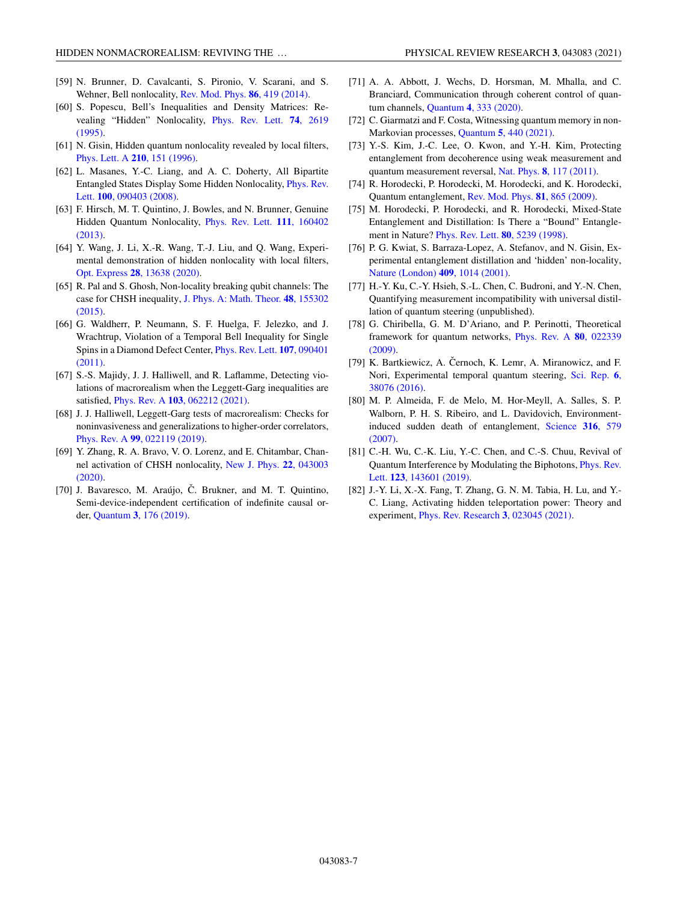[59] N. Brunner, D. Cavalcanti, S. Pironio, V. Scarani, and S. Wehner, Bell nonlocality, Rev. Mod. Phys. **86**, 419 (2014).

[60] S. Popescu, Bell's Inequalities and Density Matrices: Revealing "Hidden" Nonlocality, Phys. Rev. Lett. **74**, 2619 (1995).

[61] N. Gisin, Hidden quantum nonlocality revealed by local filters, Phys. Lett. A **210**, 151 (1996).

[62] L. Masanes, Y.-C. Liang, and A. C. Doherty, All Bipartite Entangled States Display Some Hidden Nonlocality, Phys. Rev. Lett. **100**, 090403 (2008).

[63] F. Hirsch, M. T. Quintino, J. Bowles, and N. Brunner, Genuine Hidden Quantum Nonlocality, Phys. Rev. Lett. **111**, 160402 (2013).

[64] Y. Wang, J. Li, X.-R. Wang, T.-J. Liu, and Q. Wang, Experimental demonstration of hidden nonlocality with local filters, Opt. Express **28**, 13638 (2020).

[65] R. Pal and S. Ghosh, Non-locality breaking qubit channels: The case for CHSH inequality, J. Phys. A: Math. Theor. **48**, 155302 (2015).

[66] G. Waldherr, P. Neumann, S. F. Huelga, F. Jelezko, and J. Wrachtrup, Violation of a Temporal Bell Inequality for Single Spins in a Diamond Defect Center, Phys. Rev. Lett. **107**, 090401 (2011).

[67] S.-S. Majidy, J. J. Halliwell, and R. Laflamme, Detecting violations of macrorealism when the Leggett-Garg inequalities are satisfied, Phys. Rev. A **103**, 062212 (2021).

[68] J. J. Halliwell, Leggett-Garg tests of macrorealism: Checks for noninvasiveness and generalizations to higher-order correlators, Phys. Rev. A **99**, 022119 (2019).

[69] Y. Zhang, R. A. Bravo, V. O. Lorenz, and E. Chitambar, Channel activation of CHSH nonlocality, New J. Phys. **22**, 043003 (2020).

[70] J. Bavaresco, M. Araújo, Č. Brukner, and M. T. Quintino, Semi-device-independent certification of indefinite causal order, Quantum **3**, 176 (2019).

[71] A. A. Abbott, J. Wechs, D. Horsman, M. Mhalla, and C. Branciard, Communication through coherent control of quantum channels, Quantum **4**, 333 (2020).

[72] C. Giarmatzi and F. Costa, Witnessing quantum memory in non-Markovian processes, Quantum **5**, 440 (2021).

[73] Y.-S. Kim, J.-C. Lee, O. Kwon, and Y.-H. Kim, Protecting entanglement from decoherence using weak measurement and quantum measurement reversal, Nat. Phys. **8**, 117 (2011).

[74] R. Horodecki, P. Horodecki, M. Horodecki, and K. Horodecki, Quantum entanglement, Rev. Mod. Phys. **81**, 865 (2009).

[75] M. Horodecki, P. Horodecki, and R. Horodecki, Mixed-State Entanglement and Distillation: Is There a "Bound" Entanglement in Nature? Phys. Rev. Lett. **80**, 5239 (1998).

[76] P. G. Kwiat, S. Barraza-Lopez, A. Stefanov, and N. Gisin, Experimental entanglement distillation and 'hidden' non-locality, Nature (London) **409**, 1014 (2001).

[77] H.-Y. Ku, C.-Y. Hsieh, S.-L. Chen, C. Budroni, and Y.-N. Chen, Quantifying measurement incompatibility with universal distillation of quantum steering (unpublished).

[78] G. Chiribella, G. M. D'Ariano, and P. Perinotti, Theoretical framework for quantum networks, Phys. Rev. A **80**, 022339 (2009).

[79] K. Bartkiewicz, A. Černoch, K. Lemr, A. Miranowicz, and F. Nori, Experimental temporal quantum steering, Sci. Rep. **6**, 38076 (2016).

[80] M. P. Almeida, F. de Melo, M. Hor-Meyll, A. Salles, S. P. Walborn, P. H. S. Ribeiro, and L. Davidovich, Environment-induced sudden death of entanglement, Science **316**, 579 (2007).

[81] C.-H. Wu, C.-K. Liu, Y.-C. Chen, and C.-S. Chuu, Revival of Quantum Interference by Modulating the Biphotons, Phys. Rev. Lett. **123**, 143601 (2019).

[82] J.-Y. Li, X.-X. Fang, T. Zhang, G. N. M. Tabia, H. Lu, and Y.-C. Liang, Activating hidden teleportation power: Theory and experiment, Phys. Rev. Research **3**, 023045 (2021).